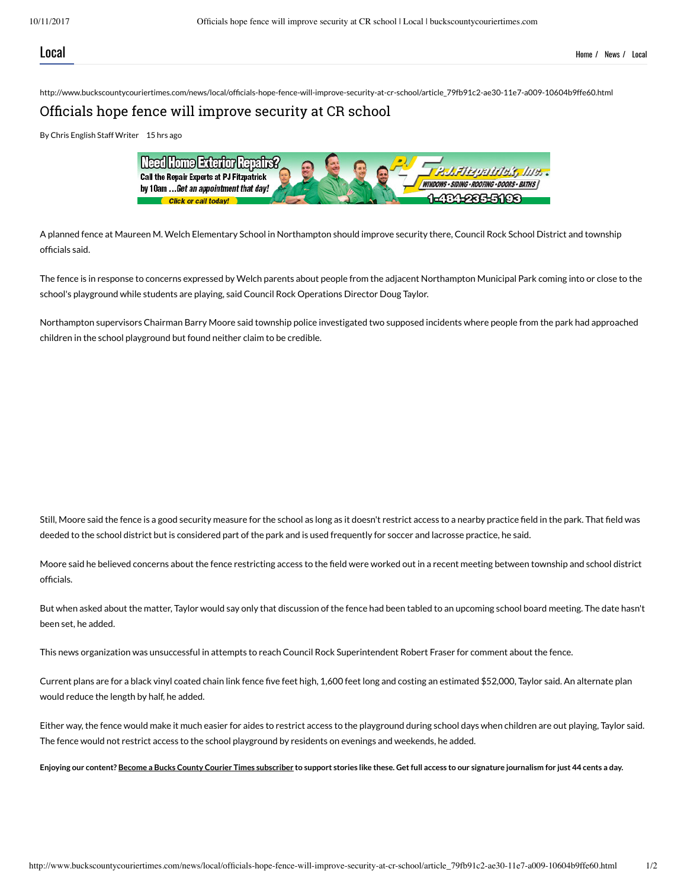Local

Home / News / Local

http://www.buckscountycouriertimes.com/news/local/officials-hope-fence-will-improve-security-at-cr-school/article_79fb91c2-ae30-11e7-a009-10604b9ffe60.html

# Officials hope fence will improve security at CR school

By Chris English Staff Writer 15 hrs ago

A planned fence at Maureen M. Welch Elementary School in Northampton should improve security there, Council Rock School District and township officials said.

The fence is in response to concerns expressed by Welch parents about people from the adjacent Northampton Municipal Park coming into or close to the school's playground while students are playing, said Council Rock Operations Director Doug Taylor.

Northampton supervisors Chairman Barry Moore said township police investigated two supposed incidents where people from the park had approached children in the school playground but found neither claim to be credible.

Still, Moore said the fence is a good security measure for the school as long as it doesn't restrict access to a nearby practice field in the park. That field was deeded to the school district but is considered part of the park and is used frequently for soccer and lacrosse practice, he said.

Moore said he believed concerns about the fence restricting access to the field were worked out in a recent meeting between township and school district officials.

But when asked about the matter, Taylor would say only that discussion of the fence had been tabled to an upcoming school board meeting. The date hasn't been set, he added.

This news organization was unsuccessful in attempts to reach Council Rock Superintendent Robert Fraser for comment about the fence.

Current plans are for a black vinyl coated chain link fence five feet high, 1,600 feet long and costing an estimated $52,000, Taylor said. An alternate plan would reduce the length by half, he added.

Either way, the fence would make it much easier for aides to restrict access to the playground during school days when children are out playing, Taylor said. The fence would not restrict access to the school playground by residents on evenings and weekends, he added.

**Enjoying our content? Become a Bucks County Courier Times subscriber to support stories like these. Get full access to our signature journalism for just 44 cents a day.**